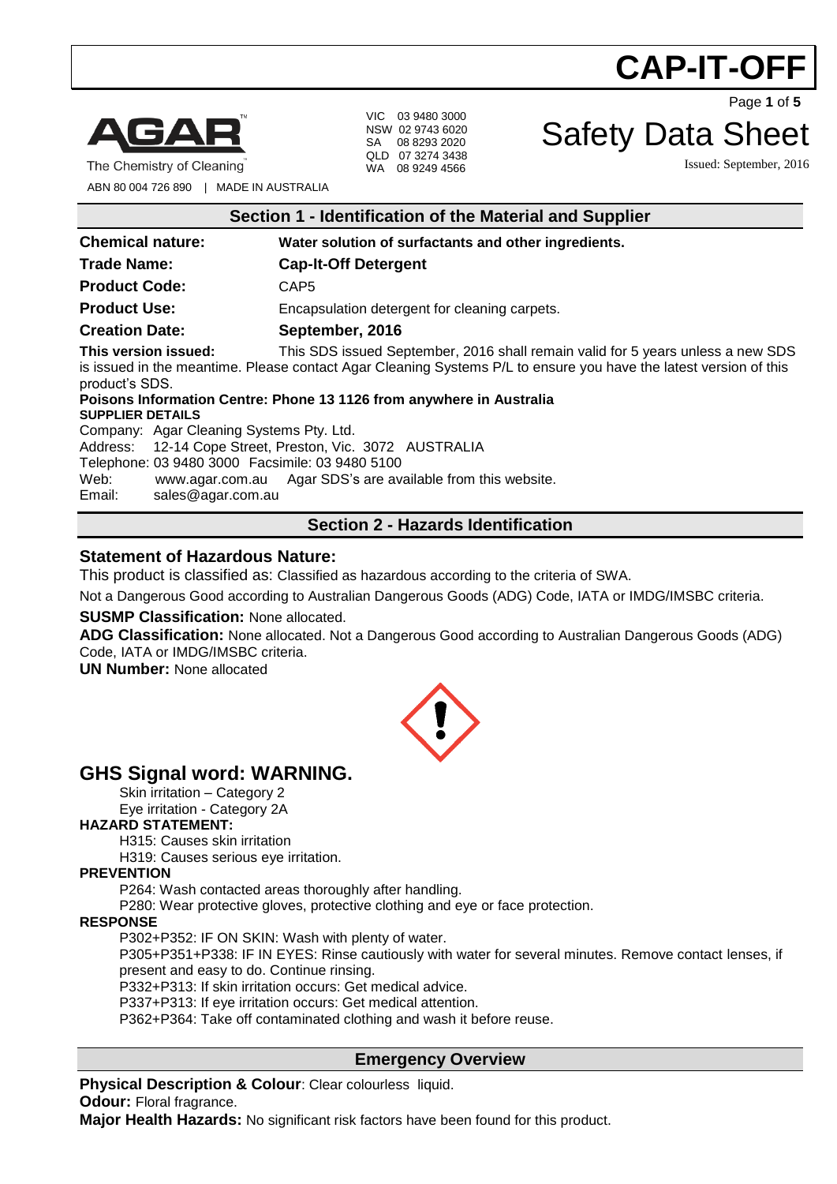# CAP-IT-OFF

AGAR
The Chemistry of Cleaning

ABN 80 004 726 890 | MADE IN AUSTRALIA

VIC 03 9480 3000
NSW 02 9743 6020
SA 08 8293 2020
QLD 07 3274 3438
WA 08 9249 4566

# Safety Data Sheet

Issued: September, 2016

## Section 1 - Identification of the Material and Supplier

**Chemical nature:** **Water solution of surfactants and other ingredients.**

**Trade Name:** **Cap-It-Off Detergent**

**Product Code:** CAP5

**Product Use:** Encapsulation detergent for cleaning carpets.

**Creation Date:** **September, 2016**

**This version issued:** This SDS issued September, 2016 shall remain valid for 5 years unless a new SDS is issued in the meantime. Please contact Agar Cleaning Systems P/L to ensure you have the latest version of this product's SDS.

**Poisons Information Centre: Phone 13 1126 from anywhere in Australia**

**SUPPLIER DETAILS**

Company: Agar Cleaning Systems Pty. Ltd.
Address: 12-14 Cope Street, Preston, Vic. 3072 AUSTRALIA
Telephone: 03 9480 3000 Facsimile: 03 9480 5100
Web: www.agar.com.au Agar SDS's are available from this website.
Email: sales@agar.com.au

## Section 2 - Hazards Identification

### Statement of Hazardous Nature:

This product is classified as: Classified as hazardous according to the criteria of SWA.

Not a Dangerous Good according to Australian Dangerous Goods (ADG) Code, IATA or IMDG/IMSBC criteria.

**SUSMP Classification:** None allocated.

**ADG Classification:** None allocated. Not a Dangerous Good according to Australian Dangerous Goods (ADG) Code, IATA or IMDG/IMSBC criteria.

**UN Number:** None allocated

## GHS Signal word: WARNING.

Skin irritation – Category 2
Eye irritation - Category 2A

**HAZARD STATEMENT:**

H315: Causes skin irritation
H319: Causes serious eye irritation.

**PREVENTION**

P264: Wash contacted areas thoroughly after handling.
P280: Wear protective gloves, protective clothing and eye or face protection.

**RESPONSE**

P302+P352: IF ON SKIN: Wash with plenty of water.
P305+P351+P338: IF IN EYES: Rinse cautiously with water for several minutes. Remove contact lenses, if present and easy to do. Continue rinsing.
P332+P313: If skin irritation occurs: Get medical advice.
P337+P313: If eye irritation occurs: Get medical attention.
P362+P364: Take off contaminated clothing and wash it before reuse.

## Emergency Overview

**Physical Description & Colour**: Clear colourless liquid.

**Odour:** Floral fragrance.

**Major Health Hazards:** No significant risk factors have been found for this product.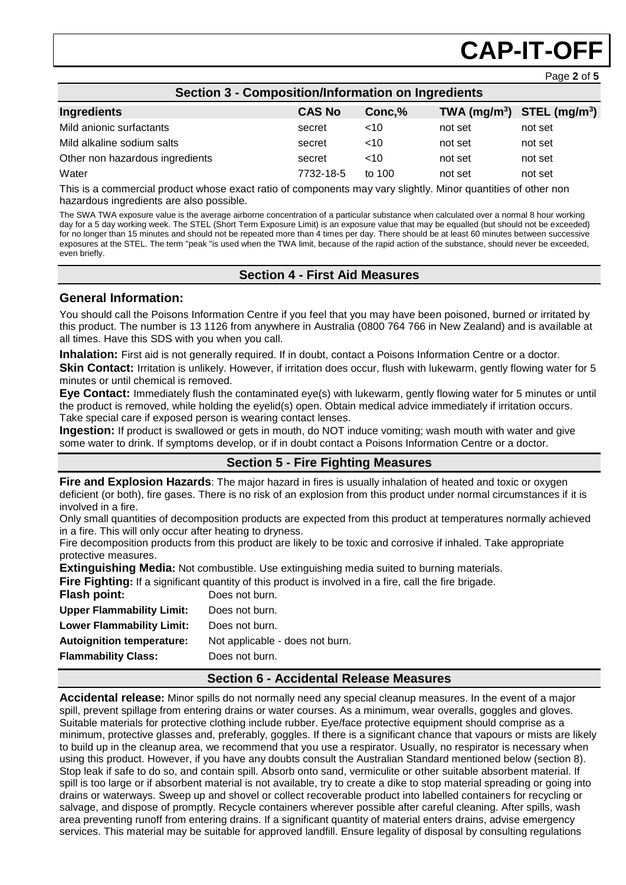## Section 3 - Composition/Information on Ingredients

| Ingredients | CAS No | Conc,% | TWA ($mg/m^3$) | STEL ($mg/m^3$) |
|---|---|---|---|---|
| Mild anionic surfactants | secret | <10 | not set | not set |
| Mild alkaline sodium salts | secret | <10 | not set | not set |
| Other non hazardous ingredients | secret | <10 | not set | not set |
| Water | 7732-18-5 | to 100 | not set | not set |

This is a commercial product whose exact ratio of components may vary slightly. Minor quantities of other non hazardous ingredients are also possible.

The SWA TWA exposure value is the average airborne concentration of a particular substance when calculated over a normal 8 hour working day for a 5 day working week. The STEL (Short Term Exposure Limit) is an exposure value that may be equalled (but should not be exceeded) for no longer than 15 minutes and should not be repeated more than 4 times per day. There should be at least 60 minutes between successive exposures at the STEL. The term "peak "is used when the TWA limit, because of the rapid action of the substance, should never be exceeded, even briefly.

## Section 4 - First Aid Measures

### General Information:

You should call the Poisons Information Centre if you feel that you may have been poisoned, burned or irritated by this product. The number is 13 1126 from anywhere in Australia (0800 764 766 in New Zealand) and is available at all times. Have this SDS with you when you call.

**Inhalation:** First aid is not generally required. If in doubt, contact a Poisons Information Centre or a doctor.

**Skin Contact:** Irritation is unlikely. However, if irritation does occur, flush with lukewarm, gently flowing water for 5 minutes or until chemical is removed.

**Eye Contact:** Immediately flush the contaminated eye(s) with lukewarm, gently flowing water for 5 minutes or until the product is removed, while holding the eyelid(s) open. Obtain medical advice immediately if irritation occurs. Take special care if exposed person is wearing contact lenses.

**Ingestion:** If product is swallowed or gets in mouth, do NOT induce vomiting; wash mouth with water and give some water to drink. If symptoms develop, or if in doubt contact a Poisons Information Centre or a doctor.

## Section 5 - Fire Fighting Measures

**Fire and Explosion Hazards**: The major hazard in fires is usually inhalation of heated and toxic or oxygen deficient (or both), fire gases. There is no risk of an explosion from this product under normal circumstances if it is involved in a fire.

Only small quantities of decomposition products are expected from this product at temperatures normally achieved in a fire. This will only occur after heating to dryness.

Fire decomposition products from this product are likely to be toxic and corrosive if inhaled. Take appropriate protective measures.

**Extinguishing Media:** Not combustible. Use extinguishing media suited to burning materials.

**Fire Fighting:** If a significant quantity of this product is involved in a fire, call the fire brigade.

**Flash point:** Does not burn.

**Upper Flammability Limit:** Does not burn.

**Lower Flammability Limit:** Does not burn.

**Autoignition temperature:** Not applicable - does not burn.

**Flammability Class:** Does not burn.

## Section 6 - Accidental Release Measures

**Accidental release:** Minor spills do not normally need any special cleanup measures. In the event of a major spill, prevent spillage from entering drains or water courses. As a minimum, wear overalls, goggles and gloves. Suitable materials for protective clothing include rubber. Eye/face protective equipment should comprise as a minimum, protective glasses and, preferably, goggles. If there is a significant chance that vapours or mists are likely to build up in the cleanup area, we recommend that you use a respirator. Usually, no respirator is necessary when using this product. However, if you have any doubts consult the Australian Standard mentioned below (section 8). Stop leak if safe to do so, and contain spill. Absorb onto sand, vermiculite or other suitable absorbent material. If spill is too large or if absorbent material is not available, try to create a dike to stop material spreading or going into drains or waterways. Sweep up and shovel or collect recoverable product into labelled containers for recycling or salvage, and dispose of promptly. Recycle containers wherever possible after careful cleaning. After spills, wash area preventing runoff from entering drains. If a significant quantity of material enters drains, advise emergency services. This material may be suitable for approved landfill. Ensure legality of disposal by consulting regulations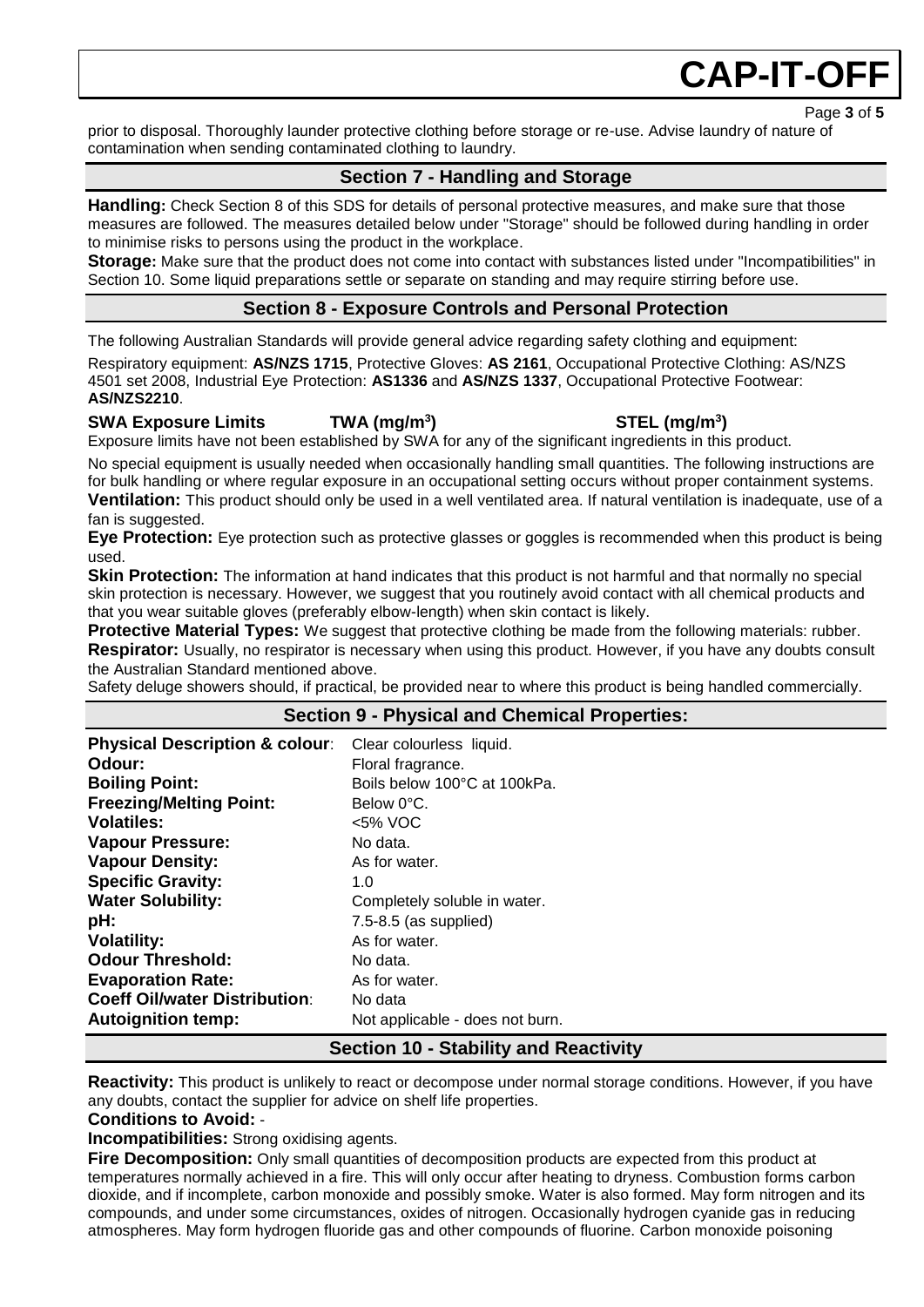prior to disposal. Thoroughly launder protective clothing before storage or re-use. Advise laundry of nature of contamination when sending contaminated clothing to laundry.

## Section 7 - Handling and Storage

**Handling:** Check Section 8 of this SDS for details of personal protective measures, and make sure that those measures are followed. The measures detailed below under "Storage" should be followed during handling in order to minimise risks to persons using the product in the workplace.

**Storage:** Make sure that the product does not come into contact with substances listed under "Incompatibilities" in Section 10. Some liquid preparations settle or separate on standing and may require stirring before use.

## Section 8 - Exposure Controls and Personal Protection

The following Australian Standards will provide general advice regarding safety clothing and equipment:

Respiratory equipment: **AS/NZS 1715**, Protective Gloves: **AS 2161**, Occupational Protective Clothing: AS/NZS 4501 set 2008, Industrial Eye Protection: **AS1336** and **AS/NZS 1337**, Occupational Protective Footwear: **AS/NZS2210**.

| SWA Exposure Limits | TWA (mg/m$^3$) | STEL (mg/m$^3$) |
| --- | --- | --- |

Exposure limits have not been established by SWA for any of the significant ingredients in this product.

No special equipment is usually needed when occasionally handling small quantities. The following instructions are for bulk handling or where regular exposure in an occupational setting occurs without proper containment systems.

**Ventilation:** This product should only be used in a well ventilated area. If natural ventilation is inadequate, use of a fan is suggested.

**Eye Protection:** Eye protection such as protective glasses or goggles is recommended when this product is being used.

**Skin Protection:** The information at hand indicates that this product is not harmful and that normally no special skin protection is necessary. However, we suggest that you routinely avoid contact with all chemical products and that you wear suitable gloves (preferably elbow-length) when skin contact is likely.

**Protective Material Types:** We suggest that protective clothing be made from the following materials: rubber.

**Respirator:** Usually, no respirator is necessary when using this product. However, if you have any doubts consult the Australian Standard mentioned above.

Safety deluge showers should, if practical, be provided near to where this product is being handled commercially.

## Section 9 - Physical and Chemical Properties:

| | |
| --- | --- |
| **Physical Description & colour**: | Clear colourless liquid. |
| **Odour:** | Floral fragrance. |
| **Boiling Point:** | Boils below 100°C at 100kPa. |
| **Freezing/Melting Point:** | Below 0°C. |
| **Volatiles:** | <5% VOC |
| **Vapour Pressure:** | No data. |
| **Vapour Density:** | As for water. |
| **Specific Gravity:** | 1.0 |
| **Water Solubility:** | Completely soluble in water. |
| **pH:** | 7.5-8.5 (as supplied) |
| **Volatility:** | As for water. |
| **Odour Threshold:** | No data. |
| **Evaporation Rate:** | As for water. |
| **Coeff Oil/water Distribution**: | No data |
| **Autoignition temp:** | Not applicable - does not burn. |

## Section 10 - Stability and Reactivity

**Reactivity:** This product is unlikely to react or decompose under normal storage conditions. However, if you have any doubts, contact the supplier for advice on shelf life properties.

**Conditions to Avoid:** -

**Incompatibilities:** Strong oxidising agents.

**Fire Decomposition:** Only small quantities of decomposition products are expected from this product at temperatures normally achieved in a fire. This will only occur after heating to dryness. Combustion forms carbon dioxide, and if incomplete, carbon monoxide and possibly smoke. Water is also formed. May form nitrogen and its compounds, and under some circumstances, oxides of nitrogen. Occasionally hydrogen cyanide gas in reducing atmospheres. May form hydrogen fluoride gas and other compounds of fluorine. Carbon monoxide poisoning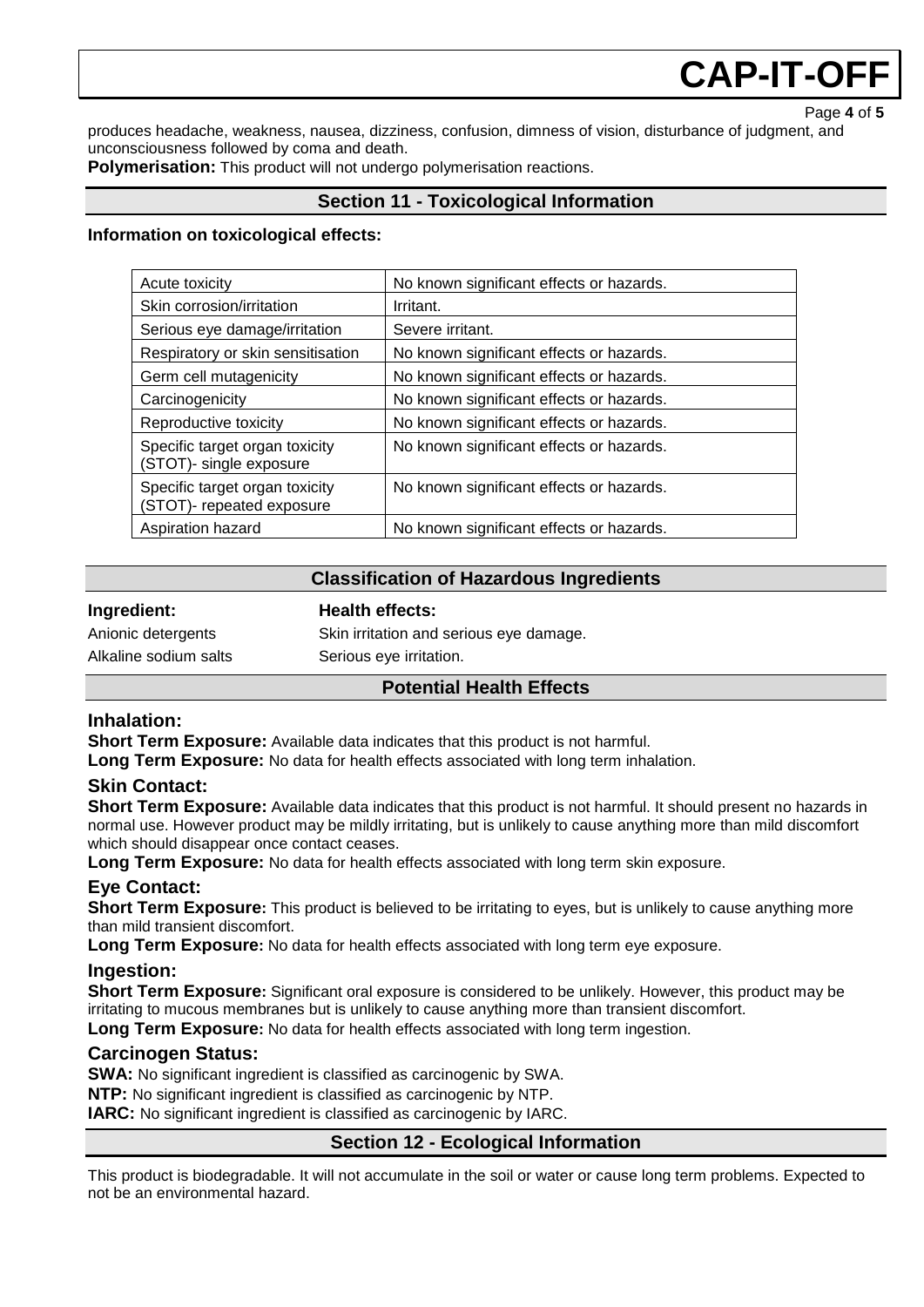produces headache, weakness, nausea, dizziness, confusion, dimness of vision, disturbance of judgment, and unconsciousness followed by coma and death.

**Polymerisation:** This product will not undergo polymerisation reactions.

## Section 11 - Toxicological Information

**Information on toxicological effects:**

| Acute toxicity | No known significant effects or hazards. |
|---|---|
| Skin corrosion/irritation | Irritant. |
| Serious eye damage/irritation | Severe irritant. |
| Respiratory or skin sensitisation | No known significant effects or hazards. |
| Germ cell mutagenicity | No known significant effects or hazards. |
| Carcinogenicity | No known significant effects or hazards. |
| Reproductive toxicity | No known significant effects or hazards. |
| Specific target organ toxicity (STOT)- single exposure | No known significant effects or hazards. |
| Specific target organ toxicity (STOT)- repeated exposure | No known significant effects or hazards. |
| Aspiration hazard | No known significant effects or hazards. |

## Classification of Hazardous Ingredients

| **Ingredient:** | **Health effects:** |
|---|---|
| Anionic detergents | Skin irritation and serious eye damage. |
| Alkaline sodium salts | Serious eye irritation. |

## Potential Health Effects

### Inhalation:

**Short Term Exposure:** Available data indicates that this product is not harmful.

**Long Term Exposure:** No data for health effects associated with long term inhalation.

### Skin Contact:

**Short Term Exposure:** Available data indicates that this product is not harmful. It should present no hazards in normal use. However product may be mildly irritating, but is unlikely to cause anything more than mild discomfort which should disappear once contact ceases.

**Long Term Exposure:** No data for health effects associated with long term skin exposure.

### Eye Contact:

**Short Term Exposure:** This product is believed to be irritating to eyes, but is unlikely to cause anything more than mild transient discomfort.

**Long Term Exposure:** No data for health effects associated with long term eye exposure.

### Ingestion:

**Short Term Exposure:** Significant oral exposure is considered to be unlikely. However, this product may be irritating to mucous membranes but is unlikely to cause anything more than transient discomfort.

**Long Term Exposure:** No data for health effects associated with long term ingestion.

### Carcinogen Status:

**SWA:** No significant ingredient is classified as carcinogenic by SWA.

**NTP:** No significant ingredient is classified as carcinogenic by NTP.

**IARC:** No significant ingredient is classified as carcinogenic by IARC.

## Section 12 - Ecological Information

This product is biodegradable. It will not accumulate in the soil or water or cause long term problems. Expected to not be an environmental hazard.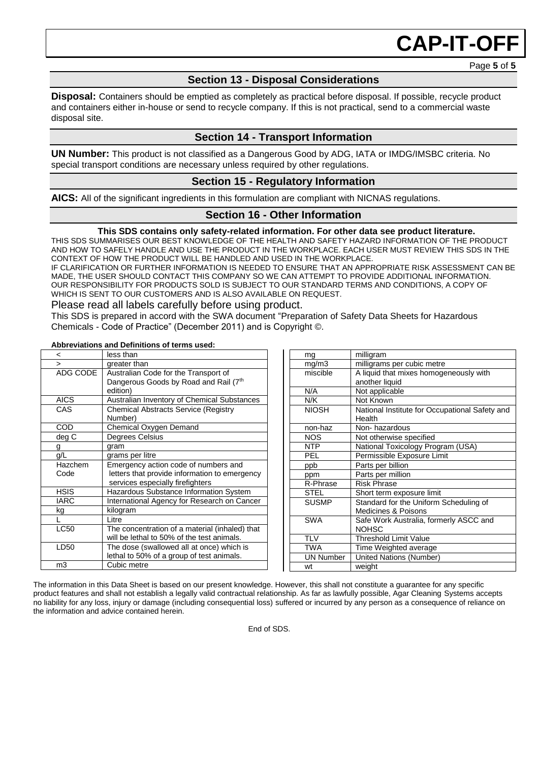## Section 13 - Disposal Considerations

**Disposal:** Containers should be emptied as completely as practical before disposal. If possible, recycle product and containers either in-house or send to recycle company. If this is not practical, send to a commercial waste disposal site.

## Section 14 - Transport Information

**UN Number:** This product is not classified as a Dangerous Good by ADG, IATA or IMDG/IMSBC criteria. No special transport conditions are necessary unless required by other regulations.

## Section 15 - Regulatory Information

**AICS:** All of the significant ingredients in this formulation are compliant with NICNAS regulations.

## Section 16 - Other Information

**This SDS contains only safety-related information. For other data see product literature.**

THIS SDS SUMMARISES OUR BEST KNOWLEDGE OF THE HEALTH AND SAFETY HAZARD INFORMATION OF THE PRODUCT AND HOW TO SAFELY HANDLE AND USE THE PRODUCT IN THE WORKPLACE. EACH USER MUST REVIEW THIS SDS IN THE CONTEXT OF HOW THE PRODUCT WILL BE HANDLED AND USED IN THE WORKPLACE.
IF CLARIFICATION OR FURTHER INFORMATION IS NEEDED TO ENSURE THAT AN APPROPRIATE RISK ASSESSMENT CAN BE MADE, THE USER SHOULD CONTACT THIS COMPANY SO WE CAN ATTEMPT TO PROVIDE ADDITIONAL INFORMATION.
OUR RESPONSIBILITY FOR PRODUCTS SOLD IS SUBJECT TO OUR STANDARD TERMS AND CONDITIONS, A COPY OF WHICH IS SENT TO OUR CUSTOMERS AND IS ALSO AVAILABLE ON REQUEST.

Please read all labels carefully before using product.

This SDS is prepared in accord with the SWA document "Preparation of Safety Data Sheets for Hazardous Chemicals - Code of Practice" (December 2011) and is Copyright ©.

**Abbreviations and Definitions of terms used:**

| | |
|---|---|
| < | less than |
| > | greater than |
| ADG CODE | Australian Code for the Transport of Dangerous Goods by Road and Rail (7th edition) |
| AICS | Australian Inventory of Chemical Substances |
| CAS | Chemical Abstracts Service (Registry Number) |
| COD | Chemical Oxygen Demand |
| deg C | Degrees Celsius |
| g | gram |
| g/L | grams per litre |
| Hazchem Code | Emergency action code of numbers and letters that provide information to emergency services especially firefighters |
| HSIS | Hazardous Substance Information System |
| IARC | International Agency for Research on Cancer |
| kg | kilogram |
| L | Litre |
| LC50 | The concentration of a material (inhaled) that will be lethal to 50% of the test animals. |
| LD50 | The dose (swallowed all at once) which is lethal to 50% of a group of test animals. |
| m3 | Cubic metre |
| mg | milligram |
| mg/m3 | milligrams per cubic metre |
| miscible | A liquid that mixes homogeneously with another liquid |
| N/A | Not applicable |
| N/K | Not Known |
| NIOSH | National Institute for Occupational Safety and Health |
| non-haz | Non- hazardous |
| NOS | Not otherwise specified |
| NTP | National Toxicology Program (USA) |
| PEL | Permissible Exposure Limit |
| ppb | Parts per billion |
| ppm | Parts per million |
| R-Phrase | Risk Phrase |
| STEL | Short term exposure limit |
| SUSMP | Standard for the Uniform Scheduling of Medicines & Poisons |
| SWA | Safe Work Australia, formerly ASCC and NOHSC |
| TLV | Threshold Limit Value |
| TWA | Time Weighted average |
| UN Number | United Nations (Number) |
| wt | weight |

The information in this Data Sheet is based on our present knowledge. However, this shall not constitute a guarantee for any specific product features and shall not establish a legally valid contractual relationship. As far as lawfully possible, Agar Cleaning Systems accepts no liability for any loss, injury or damage (including consequential loss) suffered or incurred by any person as a consequence of reliance on the information and advice contained herein.

End of SDS.